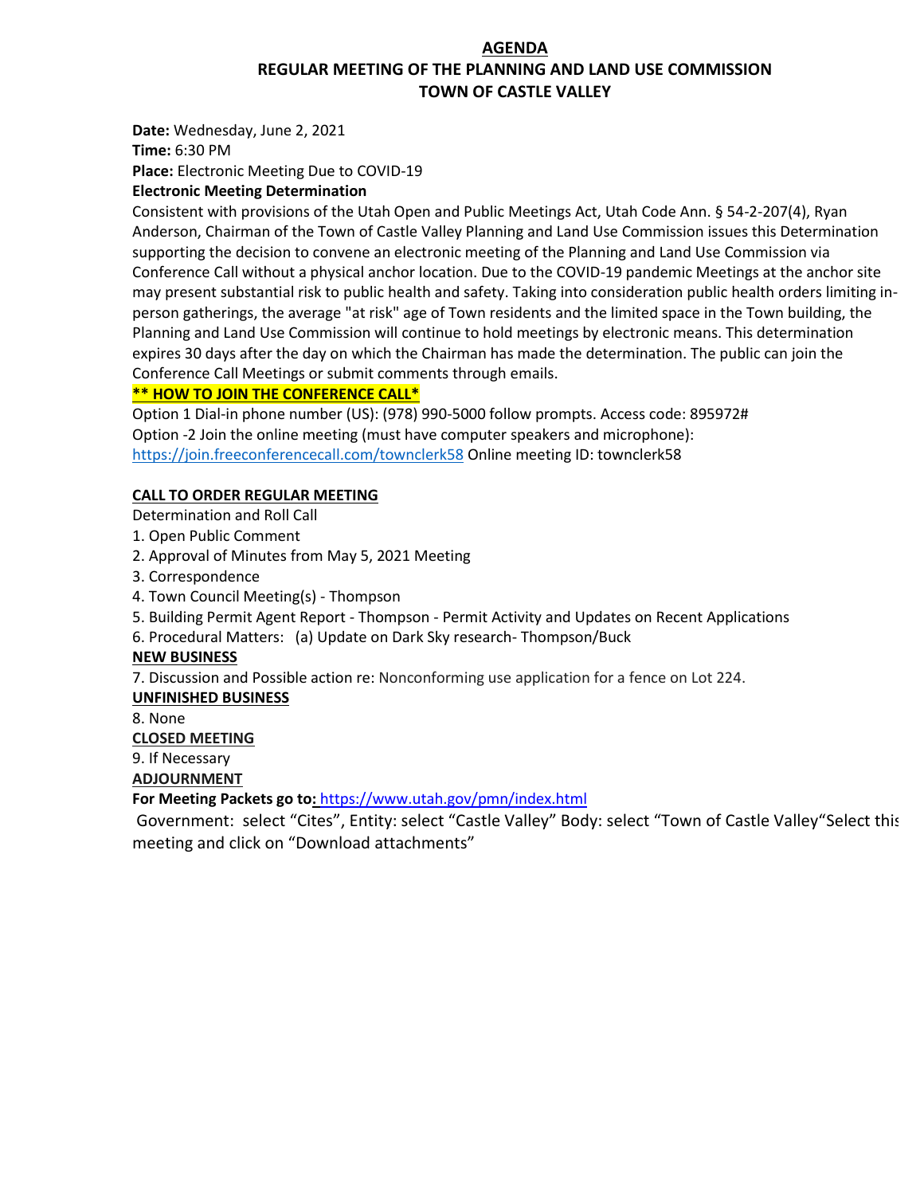# AGENDA
## REGULAR MEETING OF THE PLANNING AND LAND USE COMMISSION
## TOWN OF CASTLE VALLEY

**Date:** Wednesday, June 2, 2021
**Time:** 6:30 PM
**Place:** Electronic Meeting Due to COVID-19

**Electronic Meeting Determination**

Consistent with provisions of the Utah Open and Public Meetings Act, Utah Code Ann. § 54-2-207(4), Ryan Anderson, Chairman of the Town of Castle Valley Planning and Land Use Commission issues this Determination supporting the decision to convene an electronic meeting of the Planning and Land Use Commission via Conference Call without a physical anchor location. Due to the COVID-19 pandemic Meetings at the anchor site may present substantial risk to public health and safety. Taking into consideration public health orders limiting in-person gatherings, the average "at risk" age of Town residents and the limited space in the Town building, the Planning and Land Use Commission will continue to hold meetings by electronic means. This determination expires 30 days after the day on which the Chairman has made the determination. The public can join the Conference Call Meetings or submit comments through emails.

**\*\* HOW TO JOIN THE CONFERENCE CALL\***

Option 1 Dial-in phone number (US): (978) 990-5000 follow prompts. Access code: 895972#
Option -2 Join the online meeting (must have computer speakers and microphone):
https://join.freeconferencecall.com/townclerk58 Online meeting ID: townclerk58

**CALL TO ORDER REGULAR MEETING**

Determination and Roll Call

1. Open Public Comment
2. Approval of Minutes from May 5, 2021 Meeting
3. Correspondence
4. Town Council Meeting(s) - Thompson
5. Building Permit Agent Report - Thompson - Permit Activity and Updates on Recent Applications
6. Procedural Matters: (a) Update on Dark Sky research- Thompson/Buck

**NEW BUSINESS**

7. Discussion and Possible action re: Nonconforming use application for a fence on Lot 224.

**UNFINISHED BUSINESS**

8. None

**CLOSED MEETING**

9. If Necessary

**ADJOURNMENT**

**For Meeting Packets go to:** https://www.utah.gov/pmn/index.html

Government: select "Cites", Entity: select "Castle Valley" Body: select "Town of Castle Valley"Select this meeting and click on "Download attachments"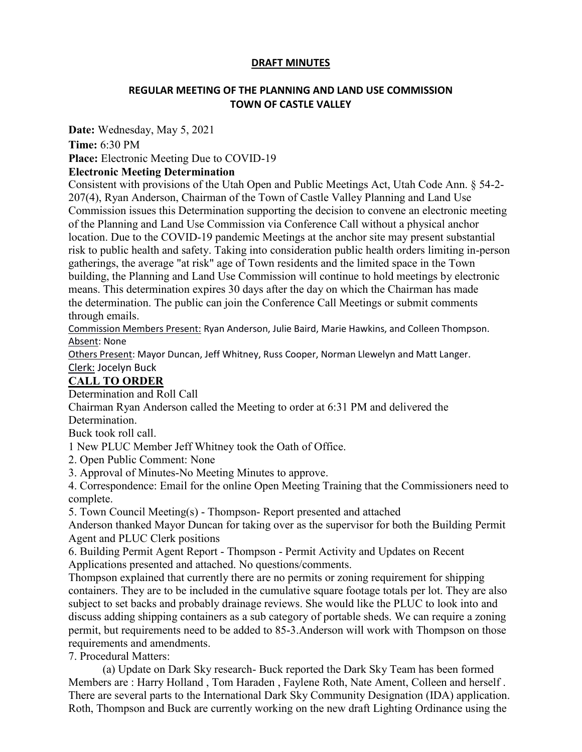**DRAFT MINUTES**

**REGULAR MEETING OF THE PLANNING AND LAND USE COMMISSION**
**TOWN OF CASTLE VALLEY**

**Date:** Wednesday, May 5, 2021

**Time:** 6:30 PM

**Place:** Electronic Meeting Due to COVID-19

**Electronic Meeting Determination**

Consistent with provisions of the Utah Open and Public Meetings Act, Utah Code Ann. § 54-2-207(4), Ryan Anderson, Chairman of the Town of Castle Valley Planning and Land Use Commission issues this Determination supporting the decision to convene an electronic meeting of the Planning and Land Use Commission via Conference Call without a physical anchor location. Due to the COVID-19 pandemic Meetings at the anchor site may present substantial risk to public health and safety. Taking into consideration public health orders limiting in-person gatherings, the average "at risk" age of Town residents and the limited space in the Town building, the Planning and Land Use Commission will continue to hold meetings by electronic means. This determination expires 30 days after the day on which the Chairman has made the determination. The public can join the Conference Call Meetings or submit comments through emails.

Commission Members Present: Ryan Anderson, Julie Baird, Marie Hawkins, and Colleen Thompson.
Absent: None

Others Present: Mayor Duncan, Jeff Whitney, Russ Cooper, Norman Llewelyn and Matt Langer.
Clerk: Jocelyn Buck

**CALL TO ORDER**

Determination and Roll Call

Chairman Ryan Anderson called the Meeting to order at 6:31 PM and delivered the Determination.

Buck took roll call.

1 New PLUC Member Jeff Whitney took the Oath of Office.

2. Open Public Comment: None

3. Approval of Minutes-No Meeting Minutes to approve.

4. Correspondence: Email for the online Open Meeting Training that the Commissioners need to complete.

5. Town Council Meeting(s) - Thompson- Report presented and attached

Anderson thanked Mayor Duncan for taking over as the supervisor for both the Building Permit Agent and PLUC Clerk positions

6. Building Permit Agent Report - Thompson - Permit Activity and Updates on Recent Applications presented and attached. No questions/comments.

Thompson explained that currently there are no permits or zoning requirement for shipping containers. They are to be included in the cumulative square footage totals per lot. They are also subject to set backs and probably drainage reviews. She would like the PLUC to look into and discuss adding shipping containers as a sub category of portable sheds. We can require a zoning permit, but requirements need to be added to 85-3.Anderson will work with Thompson on those requirements and amendments.

7. Procedural Matters:

(a) Update on Dark Sky research- Buck reported the Dark Sky Team has been formed Members are : Harry Holland , Tom Haraden , Faylene Roth, Nate Ament, Colleen and herself . There are several parts to the International Dark Sky Community Designation (IDA) application. Roth, Thompson and Buck are currently working on the new draft Lighting Ordinance using the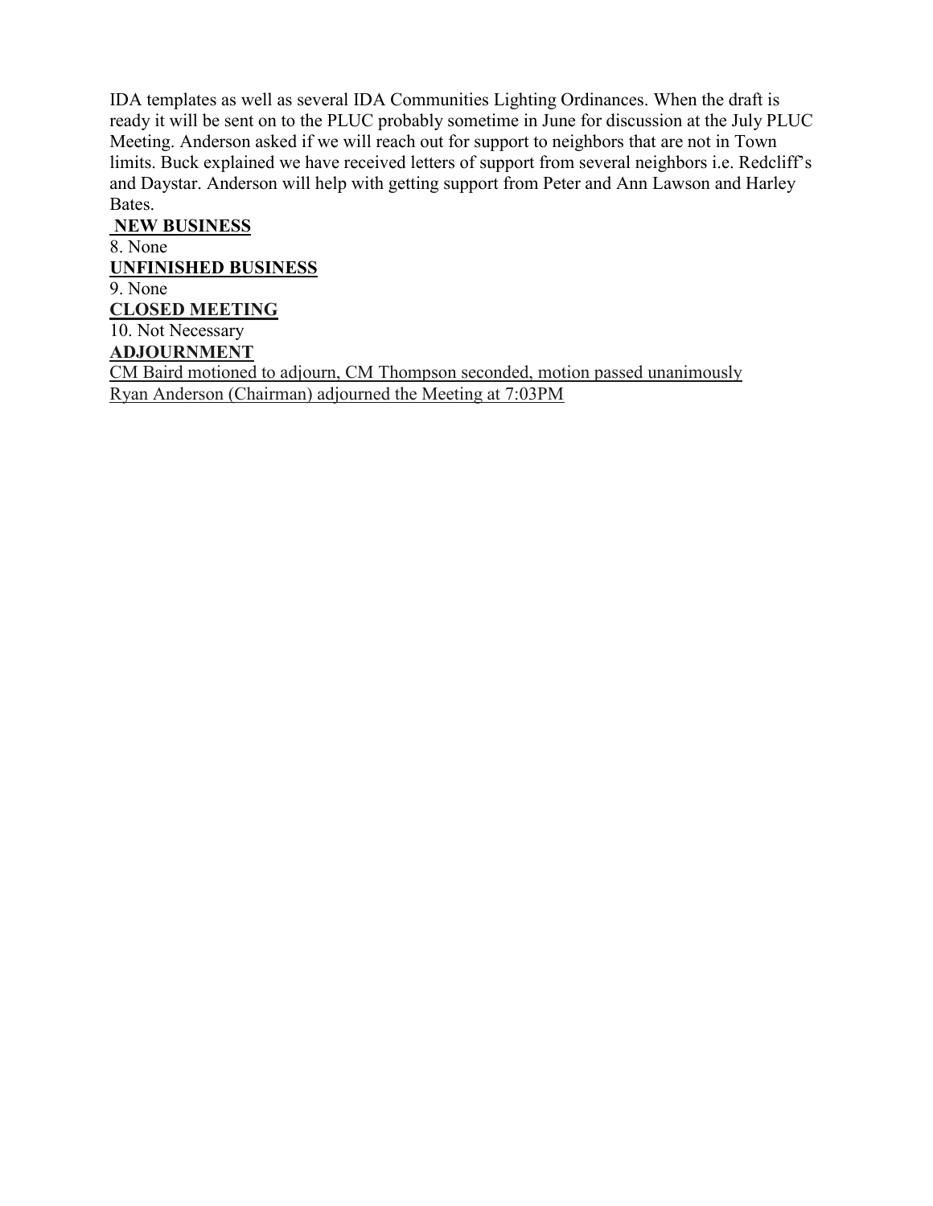IDA templates as well as several IDA Communities Lighting Ordinances. When the draft is ready it will be sent on to the PLUC probably sometime in June for discussion at the July PLUC Meeting. Anderson asked if we will reach out for support to neighbors that are not in Town limits. Buck explained we have received letters of support from several neighbors i.e. Redcliff's and Daystar. Anderson will help with getting support from Peter and Ann Lawson and Harley Bates.

**NEW BUSINESS**

8. None

**UNFINISHED BUSINESS**

9. None

**CLOSED MEETING**

10. Not Necessary

**ADJOURNMENT**

CM Baird motioned to adjourn, CM Thompson seconded, motion passed unanimously

Ryan Anderson (Chairman) adjourned the Meeting at 7:03PM